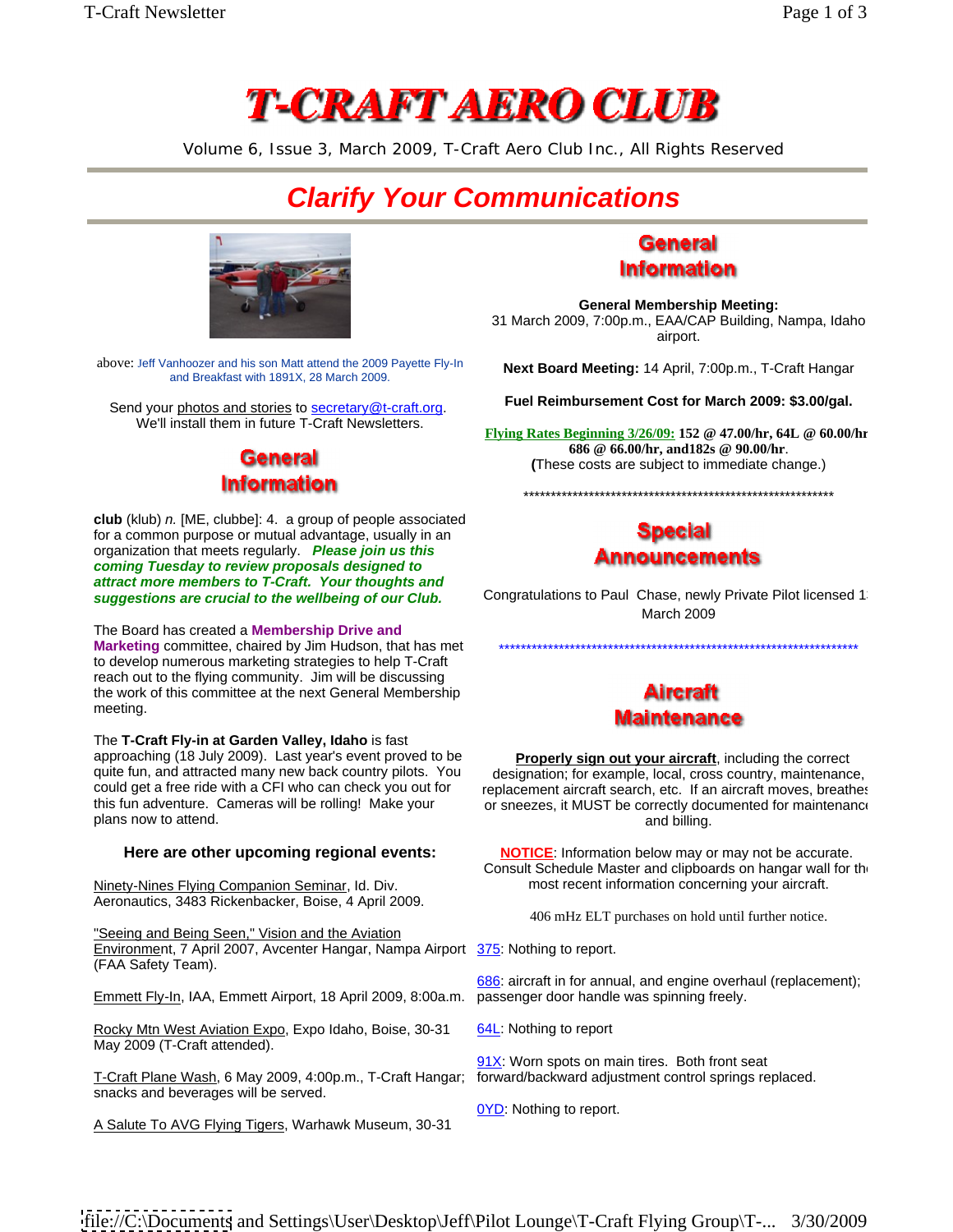# T-CRAFT AERO CLUB

Volume 6, Issue 3, March 2009, T-Craft Aero Club Inc., All Rights Reserved

## *Clarify Your Communications*

above: Jeff Vanhoozer and his son Matt attend the 2009 Payette Fly-In and Breakfast with 1891X, 28 March 2009.

Send your photos and stories to secretary@t-craft.org. We'll install them in future T-Craft Newsletters.

## General Information

**club** (klub) *n.* [ME, clubbe]: 4. a group of people associated for a common purpose or mutual advantage, usually in an organization that meets regularly. ***Please join us this coming Tuesday to review proposals designed to attract more members to T-Craft. Your thoughts and suggestions are crucial to the wellbeing of our Club.***

The Board has created a **Membership Drive and Marketing** committee, chaired by Jim Hudson, that has met to develop numerous marketing strategies to help T-Craft reach out to the flying community. Jim will be discussing the work of this committee at the next General Membership meeting.

The **T-Craft Fly-in at Garden Valley, Idaho** is fast approaching (18 July 2009). Last year's event proved to be quite fun, and attracted many new back country pilots. You could get a free ride with a CFI who can check you out for this fun adventure. Cameras will be rolling! Make your plans now to attend.

### Here are other upcoming regional events:

Ninety-Nines Flying Companion Seminar, Id. Div. Aeronautics, 3483 Rickenbacker, Boise, 4 April 2009.

"Seeing and Being Seen," Vision and the Aviation Environment, 7 April 2007, Avcenter Hangar, Nampa Airport (FAA Safety Team).

Emmett Fly-In, IAA, Emmett Airport, 18 April 2009, 8:00a.m.

Rocky Mtn West Aviation Expo, Expo Idaho, Boise, 30-31 May 2009 (T-Craft attended).

T-Craft Plane Wash, 6 May 2009, 4:00p.m., T-Craft Hangar; snacks and beverages will be served.

A Salute To AVG Flying Tigers, Warhawk Museum, 30-31

## General Information

**General Membership Meeting:** 31 March 2009, 7:00p.m., EAA/CAP Building, Nampa, Idaho airport.

**Next Board Meeting:** 14 April, 7:00p.m., T-Craft Hangar

**Fuel Reimbursement Cost for March 2009: $3.00/gal.**

Flying Rates Beginning 3/26/09: **152 @ 47.00/hr, 64L @ 60.00/hr 686 @ 66.00/hr, and182s @ 90.00/hr**. (These costs are subject to immediate change.)

\*\*\*\*\*\*\*\*\*\*\*\*\*\*\*\*\*\*\*\*\*\*\*\*\*\*\*\*\*\*\*\*\*\*\*\*\*\*\*\*\*\*\*\*\*\*\*\*\*\*\*\*\*\*\*\*\*\*\*\*

## Special Announcements

Congratulations to Paul Chase, newly Private Pilot licensed 1 March 2009

\*\*\*\*\*\*\*\*\*\*\*\*\*\*\*\*\*\*\*\*\*\*\*\*\*\*\*\*\*\*\*\*\*\*\*\*\*\*\*\*\*\*\*\*\*\*\*\*\*\*\*\*\*\*\*\*\*\*\*\*\*\*\*\*\*\*\*\*

## Aircraft Maintenance

**Properly sign out your aircraft**, including the correct designation; for example, local, cross country, maintenance, replacement aircraft search, etc. If an aircraft moves, breathes or sneezes, it MUST be correctly documented for maintenance and billing.

**NOTICE**: Information below may or may not be accurate. Consult Schedule Master and clipboards on hangar wall for the most recent information concerning your aircraft.

406 mHz ELT purchases on hold until further notice.

375: Nothing to report.

686: aircraft in for annual, and engine overhaul (replacement); passenger door handle was spinning freely.

64L: Nothing to report

91X: Worn spots on main tires. Both front seat forward/backward adjustment control springs replaced.

0YD: Nothing to report.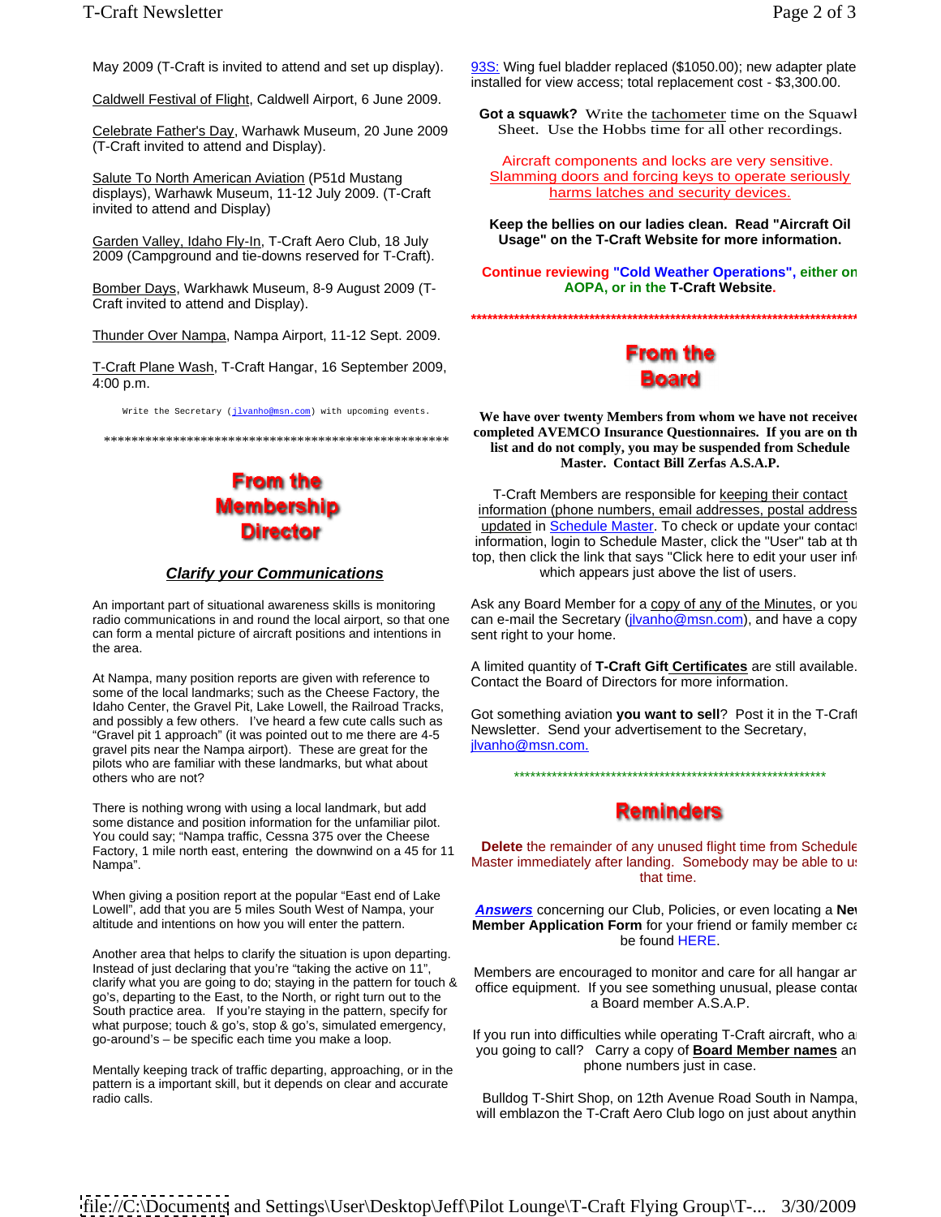May 2009 (T-Craft is invited to attend and set up display).

Caldwell Festival of Flight, Caldwell Airport, 6 June 2009.

Celebrate Father's Day, Warhawk Museum, 20 June 2009 (T-Craft invited to attend and Display).

Salute To North American Aviation (P51d Mustang displays), Warhawk Museum, 11-12 July 2009. (T-Craft invited to attend and Display)

Garden Valley, Idaho Fly-In, T-Craft Aero Club, 18 July 2009 (Campground and tie-downs reserved for T-Craft).

Bomber Days, Warkhawk Museum, 8-9 August 2009 (T-Craft invited to attend and Display).

Thunder Over Nampa, Nampa Airport, 11-12 Sept. 2009.

T-Craft Plane Wash, T-Craft Hangar, 16 September 2009, 4:00 p.m.

Write the Secretary (jlvanho@msn.com) with upcoming events.

****************************************************

## From the Membership Director

### *Clarify your Communications*

An important part of situational awareness skills is monitoring radio communications in and round the local airport, so that one can form a mental picture of aircraft positions and intentions in the area.

At Nampa, many position reports are given with reference to some of the local landmarks; such as the Cheese Factory, the Idaho Center, the Gravel Pit, Lake Lowell, the Railroad Tracks, and possibly a few others. I've heard a few cute calls such as "Gravel pit 1 approach" (it was pointed out to me there are 4-5 gravel pits near the Nampa airport). These are great for the pilots who are familiar with these landmarks, but what about others who are not?

There is nothing wrong with using a local landmark, but add some distance and position information for the unfamiliar pilot. You could say; "Nampa traffic, Cessna 375 over the Cheese Factory, 1 mile north east, entering the downwind on a 45 for 11 Nampa".

When giving a position report at the popular "East end of Lake Lowell", add that you are 5 miles South West of Nampa, your altitude and intentions on how you will enter the pattern.

Another area that helps to clarify the situation is upon departing. Instead of just declaring that you're "taking the active on 11", clarify what you are going to do; staying in the pattern for touch & go's, departing to the East, to the North, or right turn out to the South practice area. If you're staying in the pattern, specify for what purpose; touch & go's, stop & go's, simulated emergency, go-around's – be specific each time you make a loop.

Mentally keeping track of traffic departing, approaching, or in the pattern is a important skill, but it depends on clear and accurate radio calls.

93S: Wing fuel bladder replaced ($1050.00); new adapter plate installed for view access; total replacement cost - $3,300.00.

**Got a squawk?** Write the tachometer time on the Squawk Sheet. Use the Hobbs time for all other recordings.

Aircraft components and locks are very sensitive. Slamming doors and forcing keys to operate seriously harms latches and security devices.

**Keep the bellies on our ladies clean. Read "Aircraft Oil Usage" on the T-Craft Website for more information.**

**Continue reviewing "Cold Weather Operations", either on AOPA, or in the T-Craft Website.**

************************************************************

## From the Board

**We have over twenty Members from whom we have not received completed AVEMCO Insurance Questionnaires. If you are on the list and do not comply, you may be suspended from Schedule Master. Contact Bill Zerfas A.S.A.P.**

T-Craft Members are responsible for keeping their contact information (phone numbers, email addresses, postal address updated in Schedule Master. To check or update your contact information, login to Schedule Master, click the "User" tab at the top, then click the link that says "Click here to edit your user info which appears just above the list of users.

Ask any Board Member for a copy of any of the Minutes, or you can e-mail the Secretary (jlvanho@msn.com), and have a copy sent right to your home.

A limited quantity of **T-Craft Gift Certificates** are still available. Contact the Board of Directors for more information.

Got something aviation **you want to sell**? Post it in the T-Craft Newsletter. Send your advertisement to the Secretary, jlvanho@msn.com.

************************************************************

## Reminders

**Delete** the remainder of any unused flight time from Schedule Master immediately after landing. Somebody may be able to use that time.

***Answers*** concerning our Club, Policies, or even locating a **New Member Application Form** for your friend or family member can be found HERE.

Members are encouraged to monitor and care for all hangar and office equipment. If you see something unusual, please contact a Board member A.S.A.P.

If you run into difficulties while operating T-Craft aircraft, who are you going to call? Carry a copy of **Board Member names** and phone numbers just in case.

Bulldog T-Shirt Shop, on 12th Avenue Road South in Nampa, will emblazon the T-Craft Aero Club logo on just about anything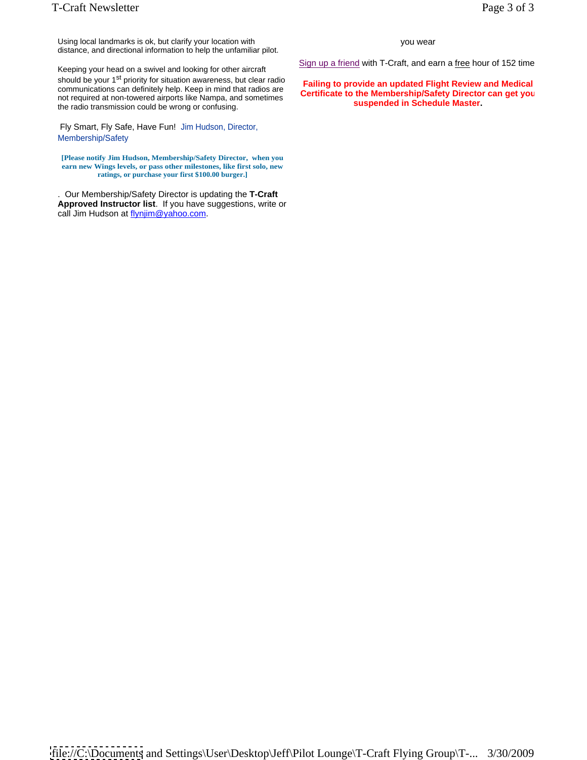Using local landmarks is ok, but clarify your location with distance, and directional information to help the unfamiliar pilot.

Keeping your head on a swivel and looking for other aircraft should be your 1st priority for situation awareness, but clear radio communications can definitely help. Keep in mind that radios are not required at non-towered airports like Nampa, and sometimes the radio transmission could be wrong or confusing.

Fly Smart, Fly Safe, Have Fun! Jim Hudson, Director, Membership/Safety

**[Please notify Jim Hudson, Membership/Safety Director, when you earn new Wings levels, or pass other milestones, like first solo, new ratings, or purchase your first $100.00 burger.]**

. Our Membership/Safety Director is updating the **T-Craft Approved Instructor list**. If you have suggestions, write or call Jim Hudson at flynjim@yahoo.com.

you wear

Sign up a friend with T-Craft, and earn a free hour of 152 time

**Failing to provide an updated Flight Review and Medical Certificate to the Membership/Safety Director can get you suspended in Schedule Master.**